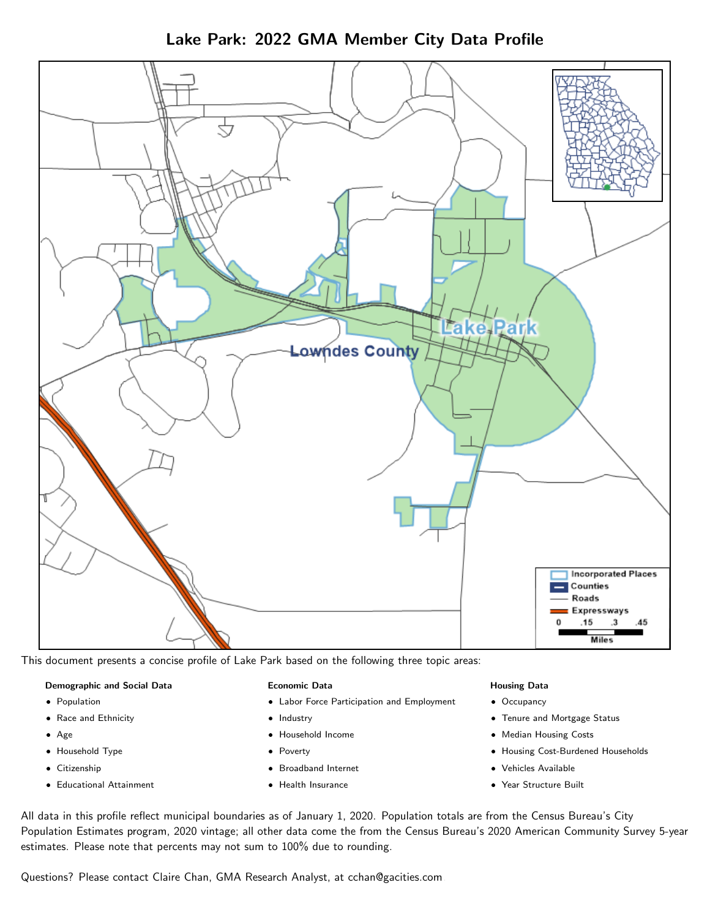# Lake Park: 2022 GMA Member City Data Profile

This document presents a concise profile of Lake Park based on the following three topic areas:

**Demographic and Social Data**

- Population
- Race and Ethnicity
- Age
- Household Type
- Citizenship
- Educational Attainment

**Economic Data**

- Labor Force Participation and Employment
- Industry
- Household Income
- Poverty
- Broadband Internet
- Health Insurance

**Housing Data**

- Occupancy
- Tenure and Mortgage Status
- Median Housing Costs
- Housing Cost-Burdened Households
- Vehicles Available
- Year Structure Built

All data in this profile reflect municipal boundaries as of January 1, 2020. Population totals are from the Census Bureau's City Population Estimates program, 2020 vintage; all other data come the from the Census Bureau's 2020 American Community Survey 5-year estimates. Please note that percents may not sum to 100% due to rounding.

Questions? Please contact Claire Chan, GMA Research Analyst, at cchan@gacities.com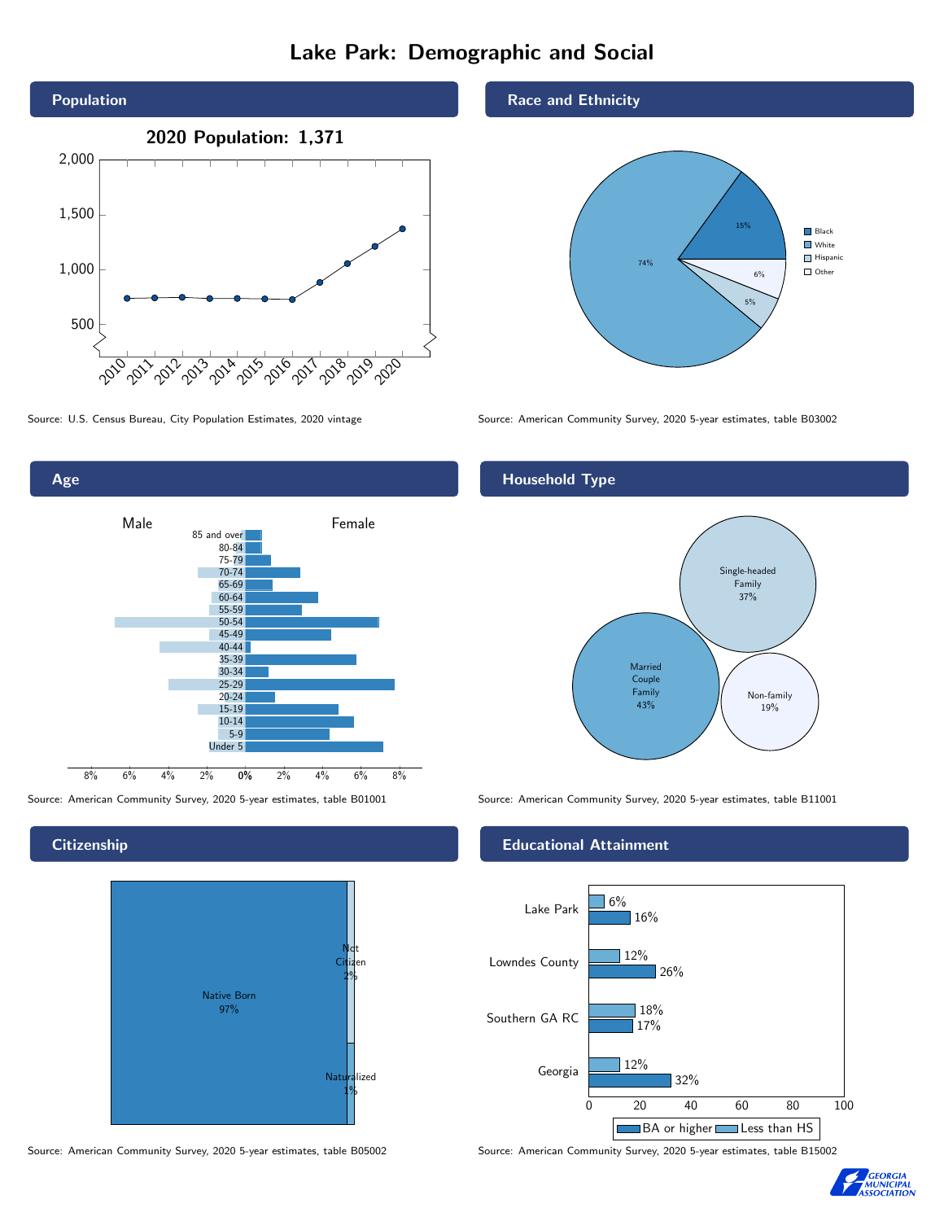# Lake Park: Demographic and Social

## Population

2020 Population: 1,371

Source: U.S. Census Bureau, City Population Estimates, 2020 vintage

## Race and Ethnicity

| Race/Ethnicity | Percent |
| --- | --- |
| Black | 15% |
| White | 74% |
| Hispanic | 5% |
| Other | 6% |

Source: American Community Survey, 2020 5-year estimates, table B03002

## Age

Source: American Community Survey, 2020 5-year estimates, table B01001

## Household Type

| Household Type | Percent |
| --- | --- |
| Married Couple Family | 43% |
| Single-headed Family | 37% |
| Non-family | 19% |

Source: American Community Survey, 2020 5-year estimates, table B11001

## Citizenship

| Citizenship | Percent |
| --- | --- |
| Native Born | 97% |
| Not Citizen | 2% |
| Naturalized | 1% |

Source: American Community Survey, 2020 5-year estimates, table B05002

## Educational Attainment

| Area | Less than HS | BA or higher |
| --- | --- | --- |
| Lake Park | 6% | 16% |
| Lowndes County | 12% | 26% |
| Southern GA RC | 18% | 17% |
| Georgia | 12% | 32% |

Source: American Community Survey, 2020 5-year estimates, table B15002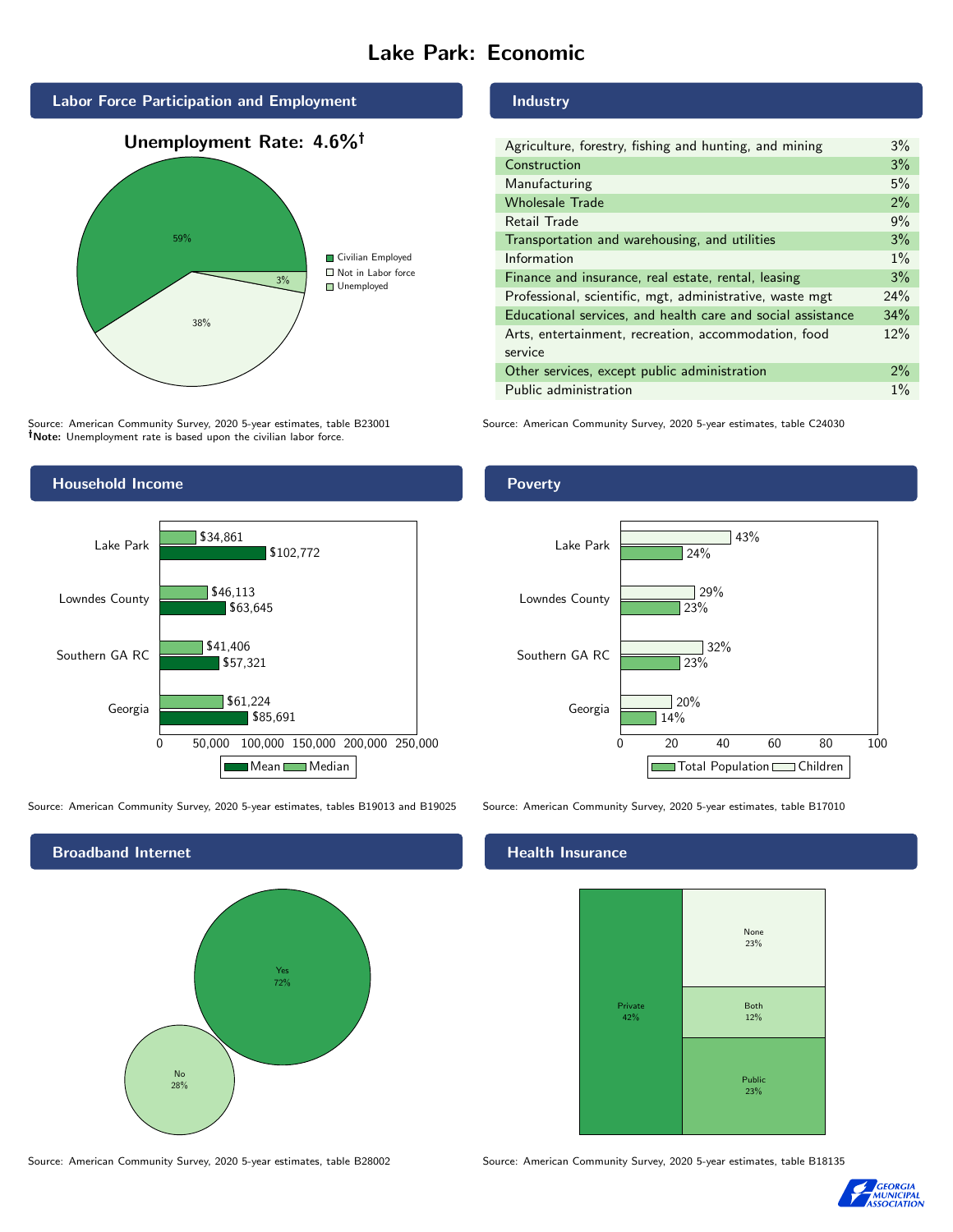# Lake Park: Economic

## Labor Force Participation and Employment

**Unemployment Rate: 4.6%†**

| Category | Percent |
|---|---|
| Civilian Employed | 59% |
| Not in Labor force | 38% |
| Unemployed | 3% |

Source: American Community Survey, 2020 5-year estimates, table B23001
**†Note:** Unemployment rate is based upon the civilian labor force.

## Industry

| Industry | Percent |
|---|---|
| Agriculture, forestry, fishing and hunting, and mining | 3% |
| Construction | 3% |
| Manufacturing | 5% |
| Wholesale Trade | 2% |
| Retail Trade | 9% |
| Transportation and warehousing, and utilities | 3% |
| Information | 1% |
| Finance and insurance, real estate, rental, leasing | 3% |
| Professional, scientific, mgt, administrative, waste mgt | 24% |
| Educational services, and health care and social assistance | 34% |
| Arts, entertainment, recreation, accommodation, food service | 12% |
| Other services, except public administration | 2% |
| Public administration | 1% |

Source: American Community Survey, 2020 5-year estimates, table C24030

## Household Income

| Area | Median | Mean |
|---|---|---|
| Lake Park | $34,861 | $102,772 |
| Lowndes County | $46,113 | $63,645 |
| Southern GA RC | $41,406 | $57,321 |
| Georgia | $61,224 | $85,691 |

Source: American Community Survey, 2020 5-year estimates, tables B19013 and B19025

## Poverty

| Area | Children | Total Population |
|---|---|---|
| Lake Park | 43% | 24% |
| Lowndes County | 29% | 23% |
| Southern GA RC | 32% | 23% |
| Georgia | 20% | 14% |

Source: American Community Survey, 2020 5-year estimates, table B17010

## Broadband Internet

| Response | Percent |
|---|---|
| Yes | 72% |
| No | 28% |

Source: American Community Survey, 2020 5-year estimates, table B28002

## Health Insurance

| Type | Percent |
|---|---|
| Private | 42% |
| None | 23% |
| Both | 12% |
| Public | 23% |

Source: American Community Survey, 2020 5-year estimates, table B18135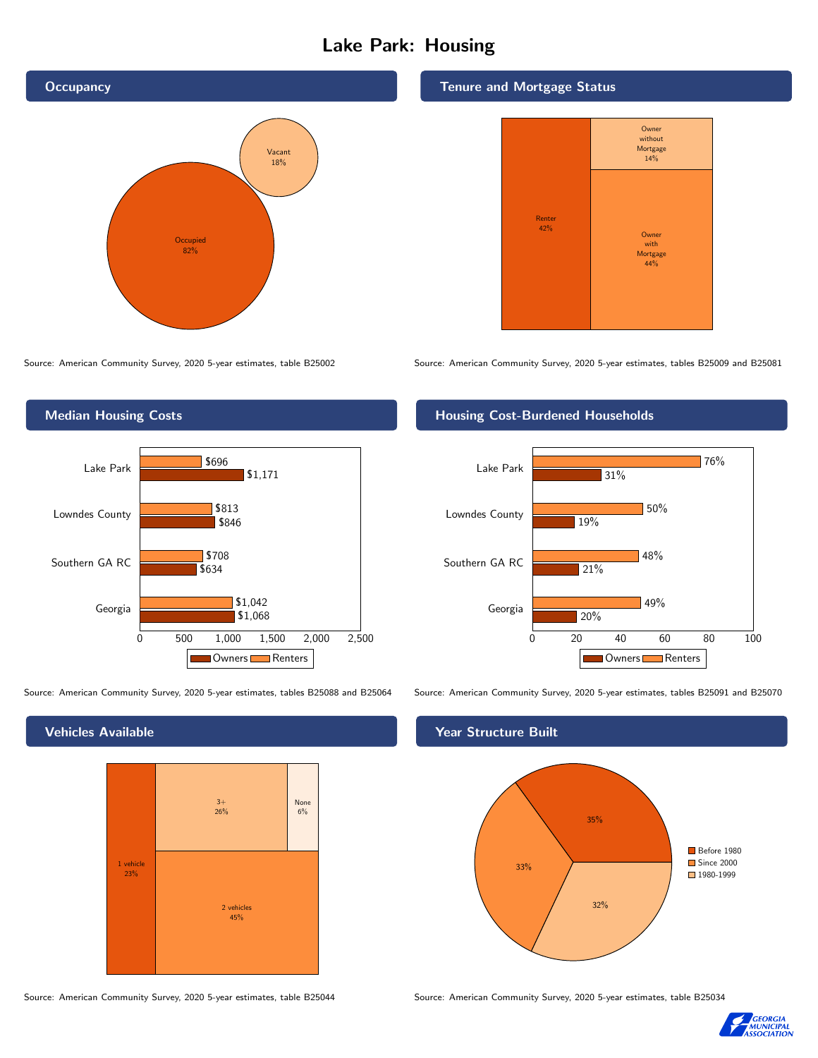# Lake Park: Housing

## Occupancy

Vacant
18%

Occupied
82%

Source: American Community Survey, 2020 5-year estimates, table B25002

## Tenure and Mortgage Status

Renter
42%

Owner without Mortgage
14%

Owner with Mortgage
44%

Source: American Community Survey, 2020 5-year estimates, tables B25009 and B25081

## Median Housing Costs

Lake Park
$696
$1,171

Lowndes County
$813
$846

Southern GA RC
$708
$634

Georgia
$1,042
$1,068

0 500 1,000 1,500 2,000 2,500

Owners Renters

Source: American Community Survey, 2020 5-year estimates, tables B25088 and B25064

## Housing Cost-Burdened Households

Lake Park
76%
31%

Lowndes County
50%
19%

Southern GA RC
48%
21%

Georgia
49%
20%

0 20 40 60 80 100

Owners Renters

Source: American Community Survey, 2020 5-year estimates, tables B25091 and B25070

## Vehicles Available

1 vehicle
23%

3+
26%

None
6%

2 vehicles
45%

Source: American Community Survey, 2020 5-year estimates, table B25044

## Year Structure Built

35%
33%
32%

Before 1980
Since 2000
1980-1999

Source: American Community Survey, 2020 5-year estimates, table B25034

GEORGIA MUNICIPAL ASSOCIATION